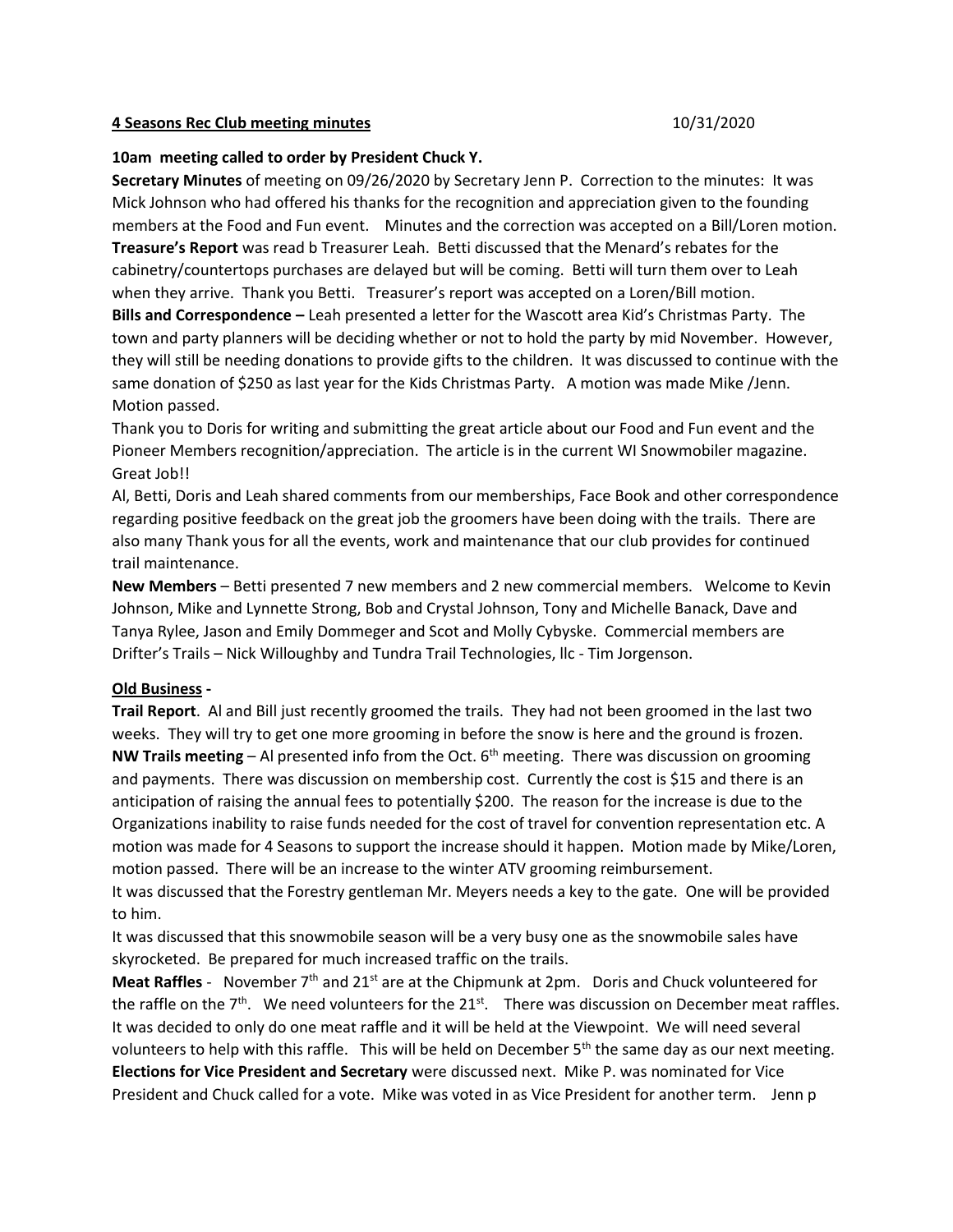**4 Seasons Rec Club meeting minutes** 10/31/2020

**10am meeting called to order by President Chuck Y.**

**Secretary Minutes** of meeting on 09/26/2020 by Secretary Jenn P. Correction to the minutes: It was Mick Johnson who had offered his thanks for the recognition and appreciation given to the founding members at the Food and Fun event. Minutes and the correction was accepted on a Bill/Loren motion.

**Treasure's Report** was read b Treasurer Leah. Betti discussed that the Menard's rebates for the cabinetry/countertops purchases are delayed but will be coming. Betti will turn them over to Leah when they arrive. Thank you Betti. Treasurer's report was accepted on a Loren/Bill motion.

**Bills and Correspondence –** Leah presented a letter for the Wascott area Kid's Christmas Party. The town and party planners will be deciding whether or not to hold the party by mid November. However, they will still be needing donations to provide gifts to the children. It was discussed to continue with the same donation of $250 as last year for the Kids Christmas Party. A motion was made Mike /Jenn. Motion passed.

Thank you to Doris for writing and submitting the great article about our Food and Fun event and the Pioneer Members recognition/appreciation. The article is in the current WI Snowmobiler magazine. Great Job!!

Al, Betti, Doris and Leah shared comments from our memberships, Face Book and other correspondence regarding positive feedback on the great job the groomers have been doing with the trails. There are also many Thank yous for all the events, work and maintenance that our club provides for continued trail maintenance.

**New Members** – Betti presented 7 new members and 2 new commercial members. Welcome to Kevin Johnson, Mike and Lynnette Strong, Bob and Crystal Johnson, Tony and Michelle Banack, Dave and Tanya Rylee, Jason and Emily Dommeger and Scot and Molly Cybyske. Commercial members are Drifter's Trails – Nick Willoughby and Tundra Trail Technologies, llc - Tim Jorgenson.

**Old Business -**

**Trail Report**. Al and Bill just recently groomed the trails. They had not been groomed in the last two weeks. They will try to get one more grooming in before the snow is here and the ground is frozen.

**NW Trails meeting** – Al presented info from the Oct. 6th meeting. There was discussion on grooming and payments. There was discussion on membership cost. Currently the cost is $15 and there is an anticipation of raising the annual fees to potentially $200. The reason for the increase is due to the Organizations inability to raise funds needed for the cost of travel for convention representation etc. A motion was made for 4 Seasons to support the increase should it happen. Motion made by Mike/Loren, motion passed. There will be an increase to the winter ATV grooming reimbursement.

It was discussed that the Forestry gentleman Mr. Meyers needs a key to the gate. One will be provided to him.

It was discussed that this snowmobile season will be a very busy one as the snowmobile sales have skyrocketed. Be prepared for much increased traffic on the trails.

**Meat Raffles** - November 7th and 21st are at the Chipmunk at 2pm. Doris and Chuck volunteered for the raffle on the 7th. We need volunteers for the 21st. There was discussion on December meat raffles. It was decided to only do one meat raffle and it will be held at the Viewpoint. We will need several volunteers to help with this raffle. This will be held on December 5th the same day as our next meeting.

**Elections for Vice President and Secretary** were discussed next. Mike P. was nominated for Vice President and Chuck called for a vote. Mike was voted in as Vice President for another term. Jenn p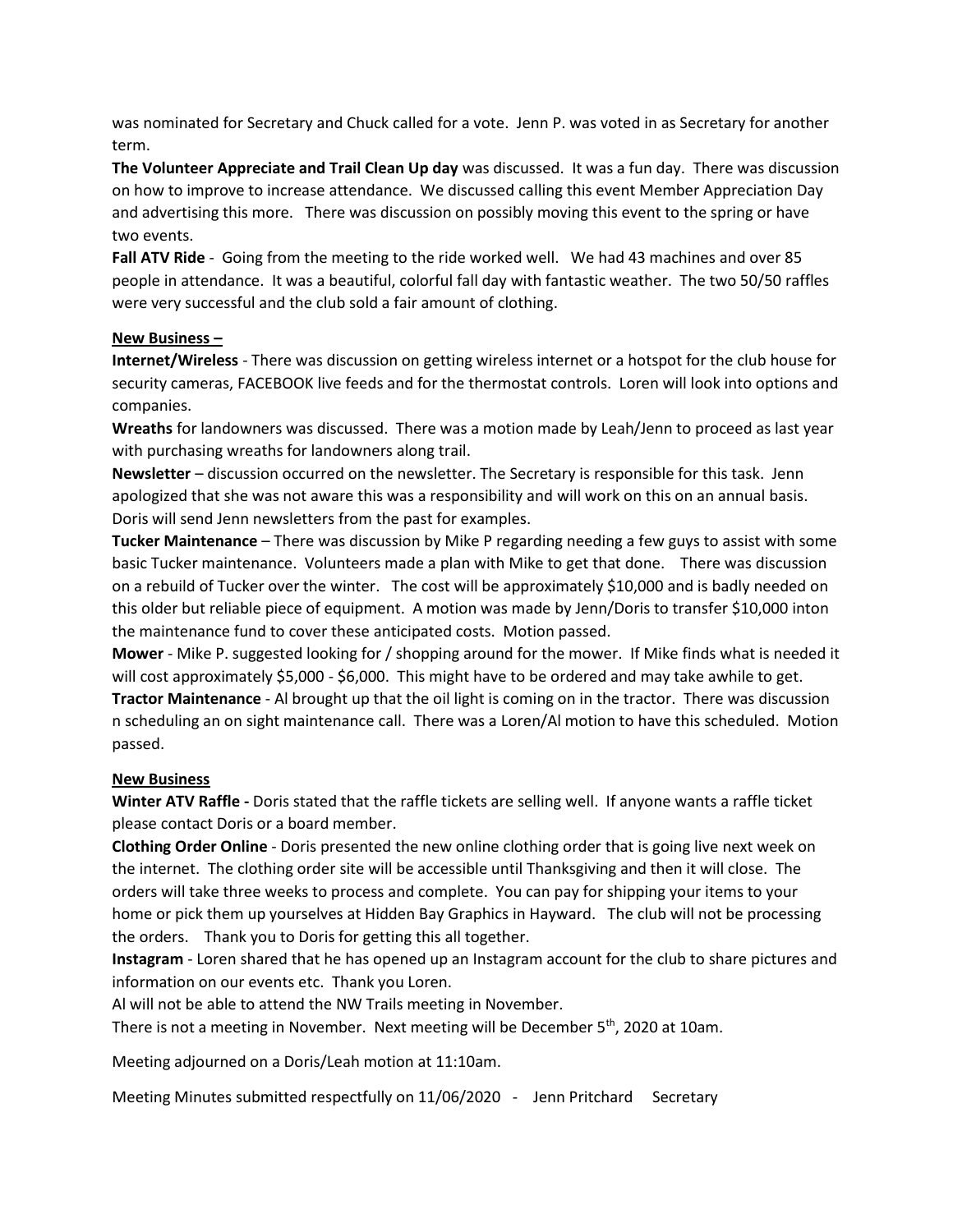was nominated for Secretary and Chuck called for a vote. Jenn P. was voted in as Secretary for another term.

**The Volunteer Appreciate and Trail Clean Up day** was discussed. It was a fun day. There was discussion on how to improve to increase attendance. We discussed calling this event Member Appreciation Day and advertising this more. There was discussion on possibly moving this event to the spring or have two events.

**Fall ATV Ride** - Going from the meeting to the ride worked well. We had 43 machines and over 85 people in attendance. It was a beautiful, colorful fall day with fantastic weather. The two 50/50 raffles were very successful and the club sold a fair amount of clothing.

**New Business –**

**Internet/Wireless** - There was discussion on getting wireless internet or a hotspot for the club house for security cameras, FACEBOOK live feeds and for the thermostat controls. Loren will look into options and companies.

**Wreaths** for landowners was discussed. There was a motion made by Leah/Jenn to proceed as last year with purchasing wreaths for landowners along trail.

**Newsletter** – discussion occurred on the newsletter. The Secretary is responsible for this task. Jenn apologized that she was not aware this was a responsibility and will work on this on an annual basis. Doris will send Jenn newsletters from the past for examples.

**Tucker Maintenance** – There was discussion by Mike P regarding needing a few guys to assist with some basic Tucker maintenance. Volunteers made a plan with Mike to get that done. There was discussion on a rebuild of Tucker over the winter. The cost will be approximately $10,000 and is badly needed on this older but reliable piece of equipment. A motion was made by Jenn/Doris to transfer $10,000 inton the maintenance fund to cover these anticipated costs. Motion passed.

**Mower** - Mike P. suggested looking for / shopping around for the mower. If Mike finds what is needed it will cost approximately $5,000 - $6,000. This might have to be ordered and may take awhile to get.

**Tractor Maintenance** - Al brought up that the oil light is coming on in the tractor. There was discussion n scheduling an on sight maintenance call. There was a Loren/Al motion to have this scheduled. Motion passed.

**New Business**

**Winter ATV Raffle -** Doris stated that the raffle tickets are selling well. If anyone wants a raffle ticket please contact Doris or a board member.

**Clothing Order Online** - Doris presented the new online clothing order that is going live next week on the internet. The clothing order site will be accessible until Thanksgiving and then it will close. The orders will take three weeks to process and complete. You can pay for shipping your items to your home or pick them up yourselves at Hidden Bay Graphics in Hayward. The club will not be processing the orders. Thank you to Doris for getting this all together.

**Instagram** - Loren shared that he has opened up an Instagram account for the club to share pictures and information on our events etc. Thank you Loren.

Al will not be able to attend the NW Trails meeting in November.

There is not a meeting in November. Next meeting will be December 5th, 2020 at 10am.

Meeting adjourned on a Doris/Leah motion at 11:10am.

Meeting Minutes submitted respectfully on 11/06/2020 - Jenn Pritchard Secretary